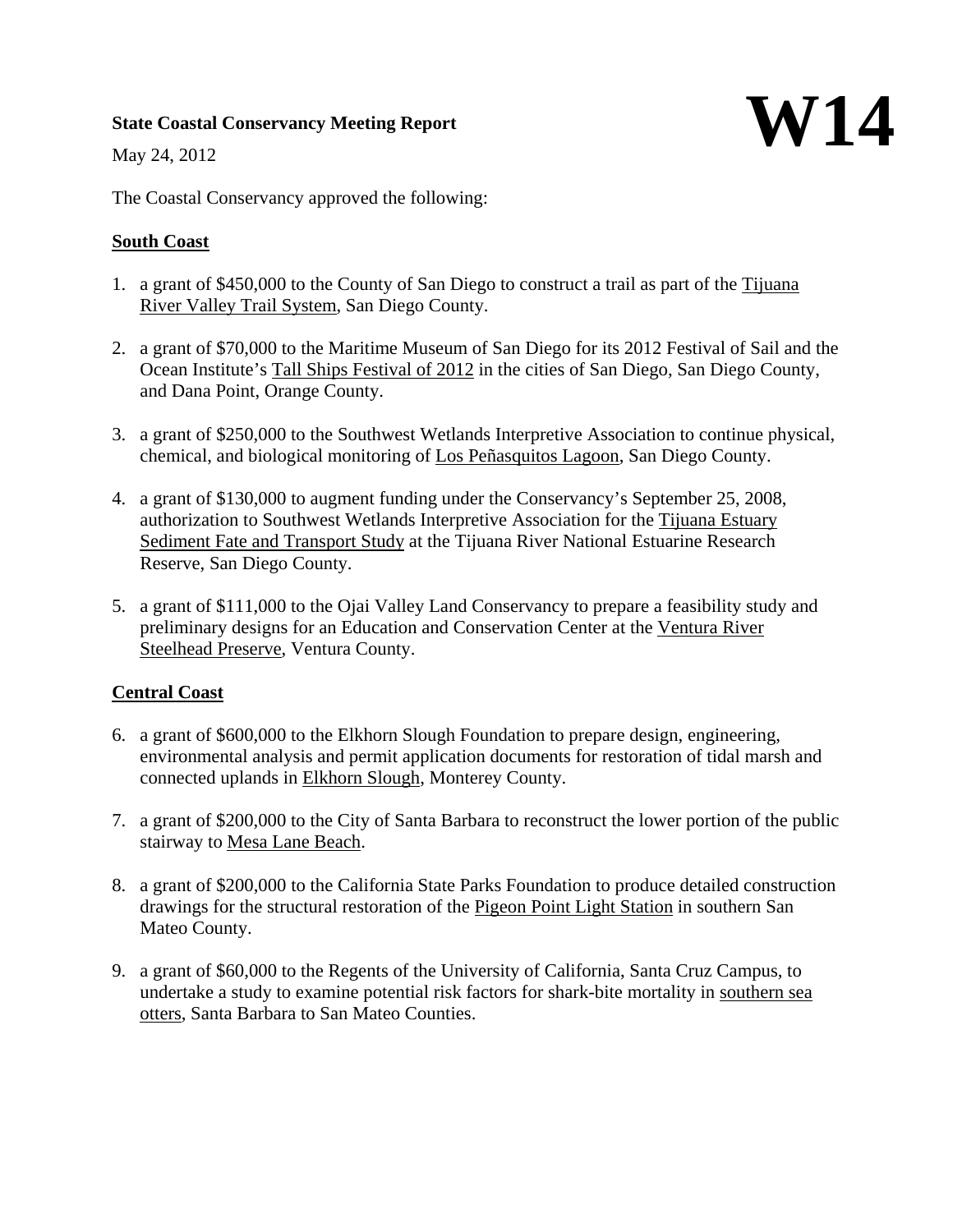**State Coastal Conservancy Meeting Report**

# W14

May 24, 2012

The Coastal Conservancy approved the following:

## South Coast

1. a grant of $450,000 to the County of San Diego to construct a trail as part of the Tijuana River Valley Trail System, San Diego County.

2. a grant of $70,000 to the Maritime Museum of San Diego for its 2012 Festival of Sail and the Ocean Institute's Tall Ships Festival of 2012 in the cities of San Diego, San Diego County, and Dana Point, Orange County.

3. a grant of $250,000 to the Southwest Wetlands Interpretive Association to continue physical, chemical, and biological monitoring of Los Peñasquitos Lagoon, San Diego County.

4. a grant of $130,000 to augment funding under the Conservancy's September 25, 2008, authorization to Southwest Wetlands Interpretive Association for the Tijuana Estuary Sediment Fate and Transport Study at the Tijuana River National Estuarine Research Reserve, San Diego County.

5. a grant of $111,000 to the Ojai Valley Land Conservancy to prepare a feasibility study and preliminary designs for an Education and Conservation Center at the Ventura River Steelhead Preserve, Ventura County.

## Central Coast

6. a grant of $600,000 to the Elkhorn Slough Foundation to prepare design, engineering, environmental analysis and permit application documents for restoration of tidal marsh and connected uplands in Elkhorn Slough, Monterey County.

7. a grant of $200,000 to the City of Santa Barbara to reconstruct the lower portion of the public stairway to Mesa Lane Beach.

8. a grant of $200,000 to the California State Parks Foundation to produce detailed construction drawings for the structural restoration of the Pigeon Point Light Station in southern San Mateo County.

9. a grant of $60,000 to the Regents of the University of California, Santa Cruz Campus, to undertake a study to examine potential risk factors for shark-bite mortality in southern sea otters, Santa Barbara to San Mateo Counties.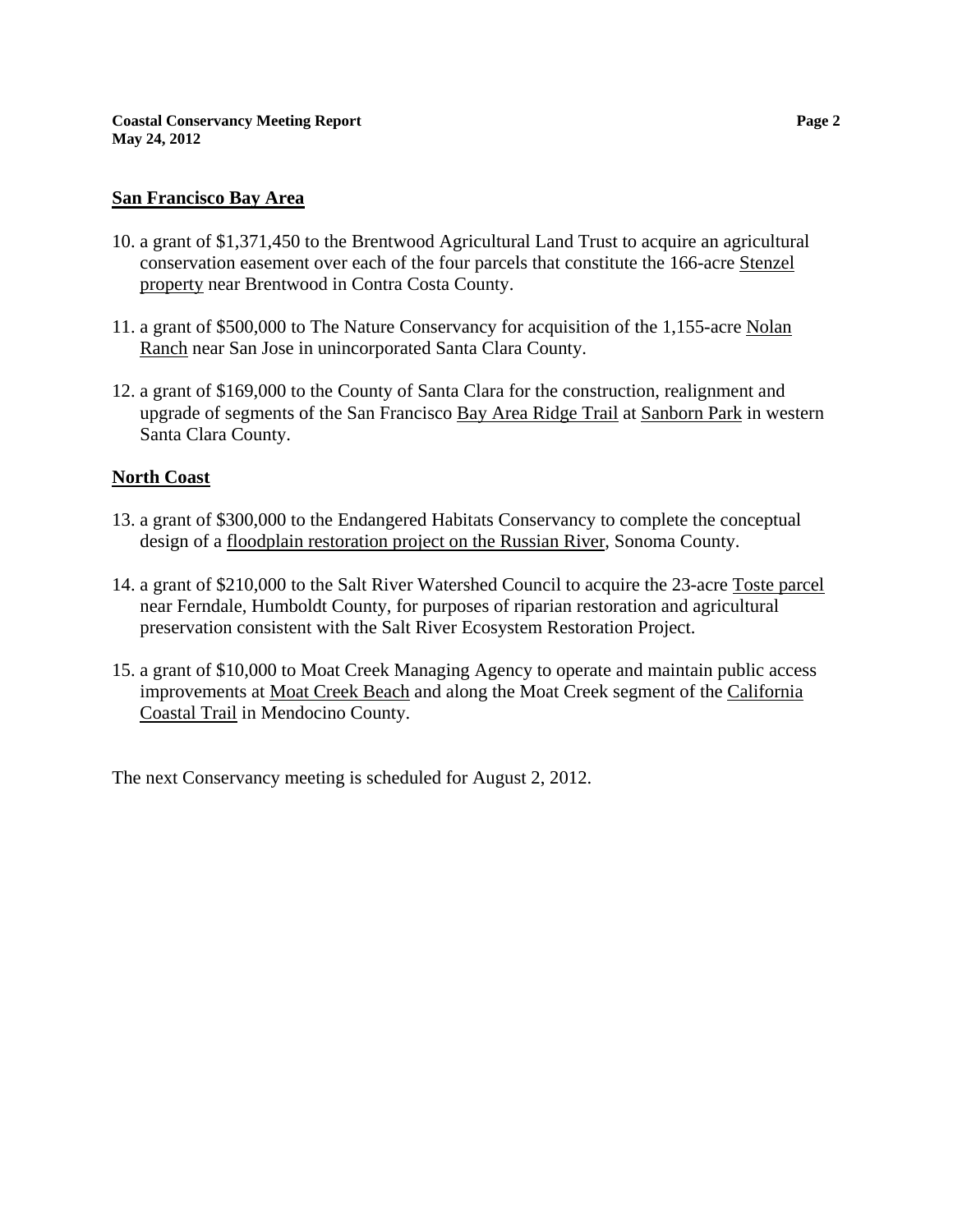## San Francisco Bay Area

10. a grant of $1,371,450 to the Brentwood Agricultural Land Trust to acquire an agricultural conservation easement over each of the four parcels that constitute the 166-acre Stenzel property near Brentwood in Contra Costa County.

11. a grant of $500,000 to The Nature Conservancy for acquisition of the 1,155-acre Nolan Ranch near San Jose in unincorporated Santa Clara County.

12. a grant of $169,000 to the County of Santa Clara for the construction, realignment and upgrade of segments of the San Francisco Bay Area Ridge Trail at Sanborn Park in western Santa Clara County.

## North Coast

13. a grant of $300,000 to the Endangered Habitats Conservancy to complete the conceptual design of a floodplain restoration project on the Russian River, Sonoma County.

14. a grant of $210,000 to the Salt River Watershed Council to acquire the 23-acre Toste parcel near Ferndale, Humboldt County, for purposes of riparian restoration and agricultural preservation consistent with the Salt River Ecosystem Restoration Project.

15. a grant of $10,000 to Moat Creek Managing Agency to operate and maintain public access improvements at Moat Creek Beach and along the Moat Creek segment of the California Coastal Trail in Mendocino County.

The next Conservancy meeting is scheduled for August 2, 2012.